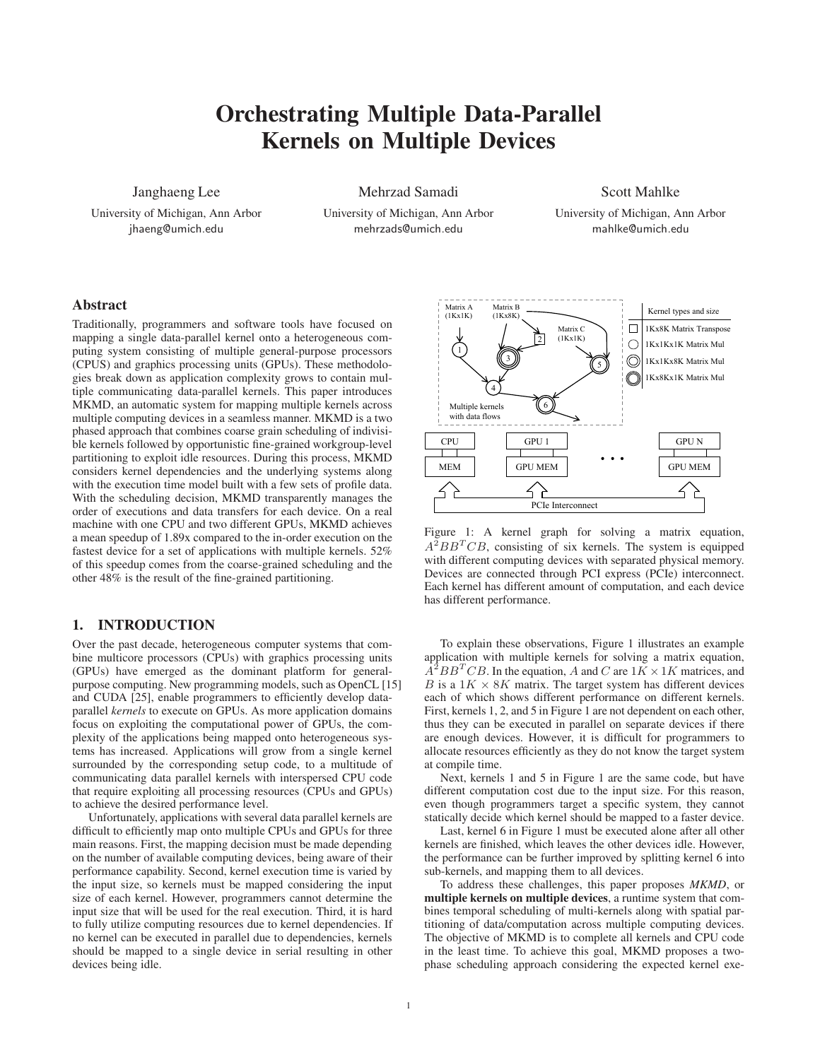# Orchestrating Multiple Data-Parallel Kernels on Multiple Devices

Janghaeng Lee
University of Michigan, Ann Arbor
jhaeng@umich.edu

Mehrzad Samadi
University of Michigan, Ann Arbor
mehrzads@umich.edu

Scott Mahlke
University of Michigan, Ann Arbor
mahlke@umich.edu

## Abstract

Traditionally, programmers and software tools have focused on mapping a single data-parallel kernel onto a heterogeneous computing system consisting of multiple general-purpose processors (CPUS) and graphics processing units (GPUs). These methodologies break down as application complexity grows to contain multiple communicating data-parallel kernels. This paper introduces MKMD, an automatic system for mapping multiple kernels across multiple computing devices in a seamless manner. MKMD is a two phased approach that combines coarse grain scheduling of indivisible kernels followed by opportunistic fine-grained workgroup-level partitioning to exploit idle resources. During this process, MKMD considers kernel dependencies and the underlying systems along with the execution time model built with a few sets of profile data. With the scheduling decision, MKMD transparently manages the order of executions and data transfers for each device. On a real machine with one CPU and two different GPUs, MKMD achieves a mean speedup of 1.89x compared to the in-order execution on the fastest device for a set of applications with multiple kernels. 52% of this speedup comes from the coarse-grained scheduling and the other 48% is the result of the fine-grained partitioning.

## 1. INTRODUCTION

Over the past decade, heterogeneous computer systems that combine multicore processors (CPUs) with graphics processing units (GPUs) have emerged as the dominant platform for general-purpose computing. New programming models, such as OpenCL [15] and CUDA [25], enable programmers to efficiently develop data-parallel *kernels* to execute on GPUs. As more application domains focus on exploiting the computational power of GPUs, the complexity of the applications being mapped onto heterogeneous systems has increased. Applications will grow from a single kernel surrounded by the corresponding setup code, to a multitude of communicating data parallel kernels with interspersed CPU code that require exploiting all processing resources (CPUs and GPUs) to achieve the desired performance level.

Unfortunately, applications with several data parallel kernels are difficult to efficiently map onto multiple CPUs and GPUs for three main reasons. First, the mapping decision must be made depending on the number of available computing devices, being aware of their performance capability. Second, kernel execution time is varied by the input size, so kernels must be mapped considering the input size of each kernel. However, programmers cannot determine the input size that will be used for the real execution. Third, it is hard to fully utilize computing resources due to kernel dependencies. If no kernel can be executed in parallel due to dependencies, kernels should be mapped to a single device in serial resulting in other devices being idle.

Figure 1: A kernel graph for solving a matrix equation, $A^2BB^TCB$, consisting of six kernels. The system is equipped with different computing devices with separated physical memory. Devices are connected through PCI express (PCIe) interconnect. Each kernel has different amount of computation, and each device has different performance.

To explain these observations, Figure 1 illustrates an example application with multiple kernels for solving a matrix equation, $A^2BB^TCB$. In the equation, $A$ and $C$ are $1K \times 1K$ matrices, and $B$ is a $1K \times 8K$ matrix. The target system has different devices each of which shows different performance on different kernels. First, kernels 1, 2, and 5 in Figure 1 are not dependent on each other, thus they can be executed in parallel on separate devices if there are enough devices. However, it is difficult for programmers to allocate resources efficiently as they do not know the target system at compile time.

Next, kernels 1 and 5 in Figure 1 are the same code, but have different computation cost due to the input size. For this reason, even though programmers target a specific system, they cannot statically decide which kernel should be mapped to a faster device.

Last, kernel 6 in Figure 1 must be executed alone after all other kernels are finished, which leaves the other devices idle. However, the performance can be further improved by splitting kernel 6 into sub-kernels, and mapping them to all devices.

To address these challenges, this paper proposes *MKMD*, or **multiple kernels on multiple devices**, a runtime system that combines temporal scheduling of multi-kernels along with spatial partitioning of data/computation across multiple computing devices. The objective of MKMD is to complete all kernels and CPU code in the least time. To achieve this goal, MKMD proposes a two-phase scheduling approach considering the expected kernel exe-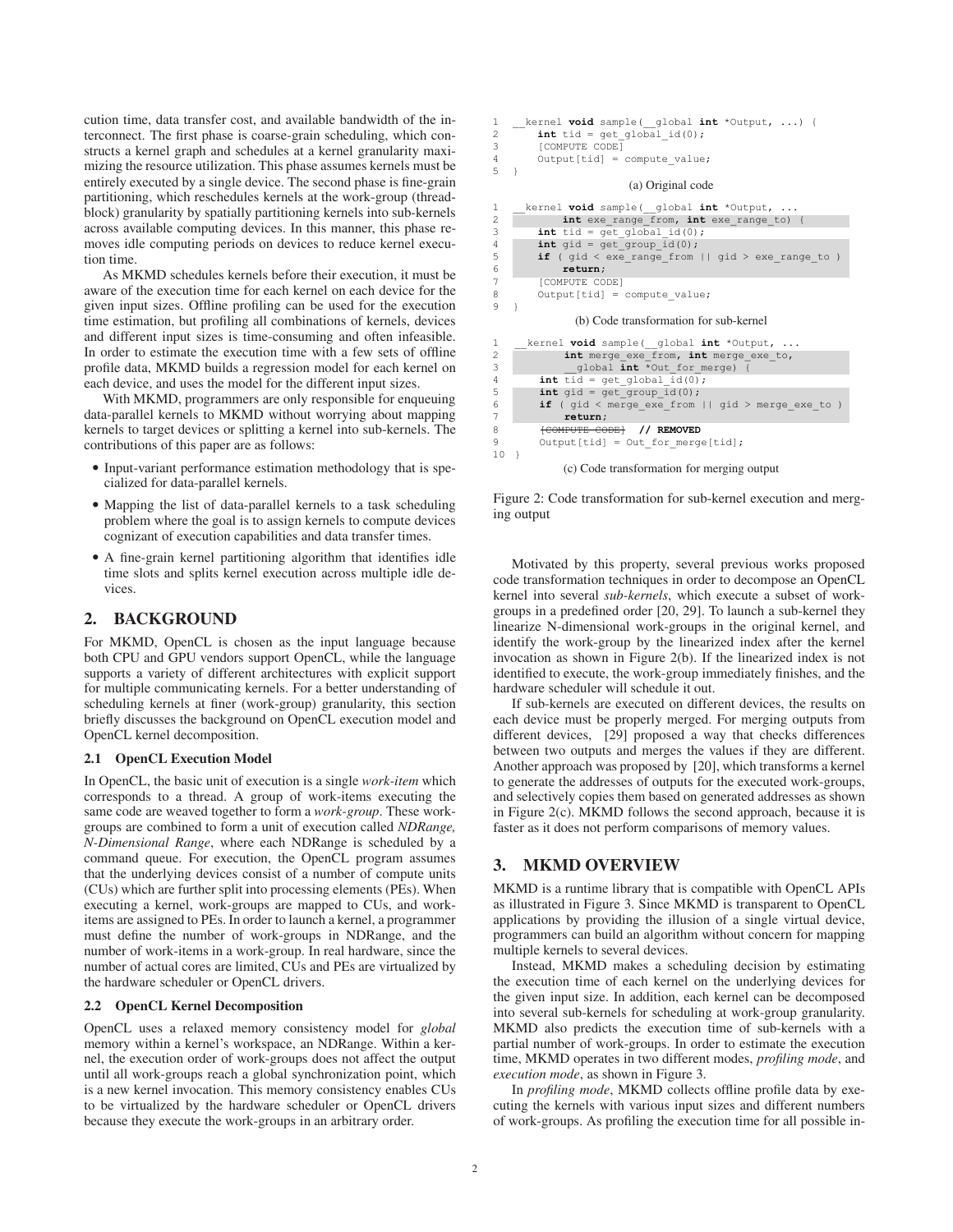cution time, data transfer cost, and available bandwidth of the interconnect. The first phase is coarse-grain scheduling, which constructs a kernel graph and schedules at a kernel granularity maximizing the resource utilization. This phase assumes kernels must be entirely executed by a single device. The second phase is fine-grain partitioning, which reschedules kernels at the work-group (threadblock) granularity by spatially partitioning kernels into sub-kernels across available computing devices. In this manner, this phase removes idle computing periods on devices to reduce kernel execution time.

As MKMD schedules kernels before their execution, it must be aware of the execution time for each kernel on each device for the given input sizes. Offline profiling can be used for the execution time estimation, but profiling all combinations of kernels, devices and different input sizes is time-consuming and often infeasible. In order to estimate the execution time with a few sets of offline profile data, MKMD builds a regression model for each kernel on each device, and uses the model for the different input sizes.

With MKMD, programmers are only responsible for enqueuing data-parallel kernels to MKMD without worrying about mapping kernels to target devices or splitting a kernel into sub-kernels. The contributions of this paper are as follows:

- Input-variant performance estimation methodology that is specialized for data-parallel kernels.
- Mapping the list of data-parallel kernels to a task scheduling problem where the goal is to assign kernels to compute devices cognizant of execution capabilities and data transfer times.
- A fine-grain kernel partitioning algorithm that identifies idle time slots and splits kernel execution across multiple idle devices.

## 2. BACKGROUND

For MKMD, OpenCL is chosen as the input language because both CPU and GPU vendors support OpenCL, while the language supports a variety of different architectures with explicit support for multiple communicating kernels. For a better understanding of scheduling kernels at finer (work-group) granularity, this section briefly discusses the background on OpenCL execution model and OpenCL kernel decomposition.

### 2.1 OpenCL Execution Model

In OpenCL, the basic unit of execution is a single *work-item* which corresponds to a thread. A group of work-items executing the same code are weaved together to form a *work-group*. These work-groups are combined to form a unit of execution called *NDRange, N-Dimensional Range*, where each NDRange is scheduled by a command queue. For execution, the OpenCL program assumes that the underlying devices consist of a number of compute units (CUs) which are further split into processing elements (PEs). When executing a kernel, work-groups are mapped to CUs, and work-items are assigned to PEs. In order to launch a kernel, a programmer must define the number of work-groups in NDRange, and the number of work-items in a work-group. In real hardware, since the number of actual cores are limited, CUs and PEs are virtualized by the hardware scheduler or OpenCL drivers.

### 2.2 OpenCL Kernel Decomposition

OpenCL uses a relaxed memory consistency model for *global* memory within a kernel's workspace, an NDRange. Within a kernel, the execution order of work-groups does not affect the output until all work-groups reach a global synchronization point, which is a new kernel invocation. This memory consistency enables CUs to be virtualized by the hardware scheduler or OpenCL drivers because they execute the work-groups in an arbitrary order.

```
1   __kernel void sample(__global int *Output, ...) {
2       int tid = get_global_id(0);
3       [COMPUTE CODE]
4       Output[tid] = compute_value;
5   }
```

(a) Original code

```
1   __kernel void sample(__global int *Output, ...
2           int exe_range_from, int exe_range_to) {
3       int tid = get_global_id(0);
4       int gid = get_group_id(0);
5       if ( gid < exe_range_from || gid > exe_range_to )
6           return;
7       [COMPUTE CODE]
8       Output[tid] = compute_value;
9   }
```

(b) Code transformation for sub-kernel

```
1   __kernel void sample(__global int *Output, ...
2           int merge_exe_from, int merge_exe_to,
3           __global int *Out_for_merge) {
4       int tid = get_global_id(0);
5       int gid = get_group_id(0);
6       if ( gid < merge_exe_from || gid > merge_exe_to )
7           return;
8       [COMPUTE CODE] // REMOVED
9       Output[tid] = Out_for_merge[tid];
10  }
```

(c) Code transformation for merging output

Figure 2: Code transformation for sub-kernel execution and merging output

Motivated by this property, several previous works proposed code transformation techniques in order to decompose an OpenCL kernel into several *sub-kernels*, which execute a subset of work-groups in a predefined order [20, 29]. To launch a sub-kernel they linearize N-dimensional work-groups in the original kernel, and identify the work-group by the linearized index after the kernel invocation as shown in Figure 2(b). If the linearized index is not identified to execute, the work-group immediately finishes, and the hardware scheduler will schedule it out.

If sub-kernels are executed on different devices, the results on each device must be properly merged. For merging outputs from different devices, [29] proposed a way that checks differences between two outputs and merges the values if they are different. Another approach was proposed by [20], which transforms a kernel to generate the addresses of outputs for the executed work-groups, and selectively copies them based on generated addresses as shown in Figure 2(c). MKMD follows the second approach, because it is faster as it does not perform comparisons of memory values.

## 3. MKMD OVERVIEW

MKMD is a runtime library that is compatible with OpenCL APIs as illustrated in Figure 3. Since MKMD is transparent to OpenCL applications by providing the illusion of a single virtual device, programmers can build an algorithm without concern for mapping multiple kernels to several devices.

Instead, MKMD makes a scheduling decision by estimating the execution time of each kernel on the underlying devices for the given input size. In addition, each kernel can be decomposed into several sub-kernels for scheduling at work-group granularity. MKMD also predicts the execution time of sub-kernels with a partial number of work-groups. In order to estimate the execution time, MKMD operates in two different modes, *profiling mode*, and *execution mode*, as shown in Figure 3.

In *profiling mode*, MKMD collects offline profile data by executing the kernels with various input sizes and different numbers of work-groups. As profiling the execution time for all possible in-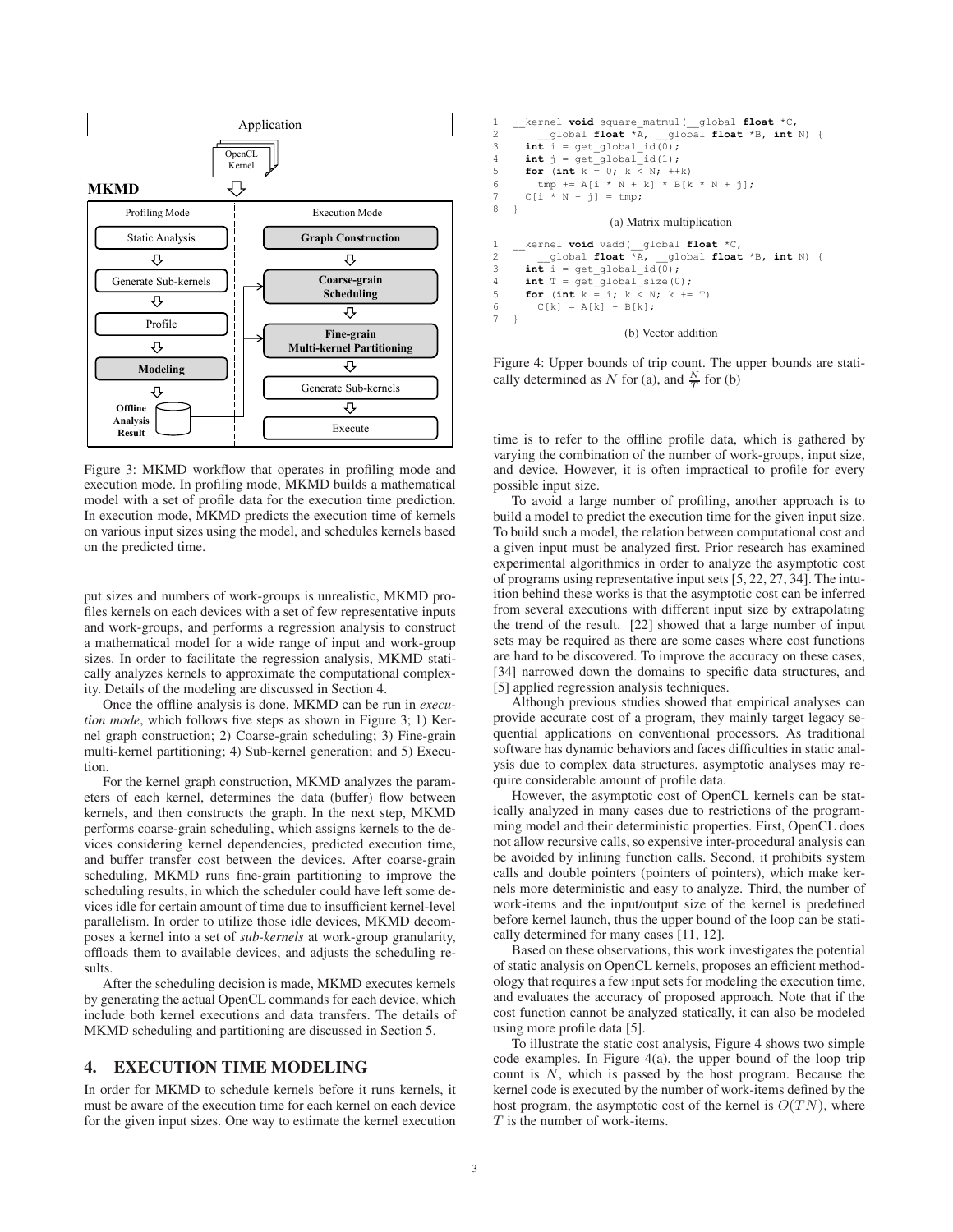Application

OpenCL Kernel

**MKMD**

| Profiling Mode | Execution Mode |
| --- | --- |
| Static Analysis | **Graph Construction** |
| Generate Sub-kernels | **Coarse-grain Scheduling** |
| Profile | **Fine-grain Multi-kernel Partitioning** |
| **Modeling** | Generate Sub-kernels |
| **Offline Analysis Result** | Execute |

Figure 3: MKMD workflow that operates in profiling mode and execution mode. In profiling mode, MKMD builds a mathematical model with a set of profile data for the execution time prediction. In execution mode, MKMD predicts the execution time of kernels on various input sizes using the model, and schedules kernels based on the predicted time.

put sizes and numbers of work-groups is unrealistic, MKMD profiles kernels on each devices with a set of few representative inputs and work-groups, and performs a regression analysis to construct a mathematical model for a wide range of input and work-group sizes. In order to facilitate the regression analysis, MKMD statically analyzes kernels to approximate the computational complexity. Details of the modeling are discussed in Section 4.

Once the offline analysis is done, MKMD can be run in *execution mode*, which follows five steps as shown in Figure 3; 1) Kernel graph construction; 2) Coarse-grain scheduling; 3) Fine-grain multi-kernel partitioning; 4) Sub-kernel generation; and 5) Execution.

For the kernel graph construction, MKMD analyzes the parameters of each kernel, determines the data (buffer) flow between kernels, and then constructs the graph. In the next step, MKMD performs coarse-grain scheduling, which assigns kernels to the devices considering kernel dependencies, predicted execution time, and buffer transfer cost between the devices. After coarse-grain scheduling, MKMD runs fine-grain partitioning to improve the scheduling results, in which the scheduler could have left some devices idle for certain amount of time due to insufficient kernel-level parallelism. In order to utilize those idle devices, MKMD decomposes a kernel into a set of *sub-kernels* at work-group granularity, offloads them to available devices, and adjusts the scheduling results.

After the scheduling decision is made, MKMD executes kernels by generating the actual OpenCL commands for each device, which include both kernel executions and data transfers. The details of MKMD scheduling and partitioning are discussed in Section 5.

## 4. EXECUTION TIME MODELING

In order for MKMD to schedule kernels before it runs kernels, it must be aware of the execution time for each kernel on each device for the given input sizes. One way to estimate the kernel execution time is to refer to the offline profile data, which is gathered by varying the combination of the number of work-groups, input size, and device. However, it is often impractical to profile for every possible input size.

```
1  __kernel void square_matmul(__global float *C,
2       __global float *A, __global float *B, int N) {
3    int i = get_global_id(0);
4    int j = get_global_id(1);
5    for (int k = 0; k < N; ++k)
6      tmp += A[i * N + k] * B[k * N + j];
7    C[i * N + j] = tmp;
8  }
```

(a) Matrix multiplication

```
1  __kernel void vadd(__global float *C,
2       __global float *A, __global float *B, int N) {
3    int i = get_global_id(0);
4    int T = get_global_size(0);
5    for (int k = i; k < N; k += T)
6      C[k] = A[k] + B[k];
7  }
```

(b) Vector addition

Figure 4: Upper bounds of trip count. The upper bounds are statically determined as $N$ for (a), and $\frac{N}{T}$ for (b)

To avoid a large number of profiling, another approach is to build a model to predict the execution time for the given input size. To build such a model, the relation between computational cost and a given input must be analyzed first. Prior research has examined experimental algorithmics in order to analyze the asymptotic cost of programs using representative input sets [5, 22, 27, 34]. The intuition behind these works is that the asymptotic cost can be inferred from several executions with different input size by extrapolating the trend of the result. [22] showed that a large number of input sets may be required as there are some cases where cost functions are hard to be discovered. To improve the accuracy on these cases, [34] narrowed down the domains to specific data structures, and [5] applied regression analysis techniques.

Although previous studies showed that empirical analyses can provide accurate cost of a program, they mainly target legacy sequential applications on conventional processors. As traditional software has dynamic behaviors and faces difficulties in static analysis due to complex data structures, asymptotic analyses may require considerable amount of profile data.

However, the asymptotic cost of OpenCL kernels can be statically analyzed in many cases due to restrictions of the programming model and their deterministic properties. First, OpenCL does not allow recursive calls, so expensive inter-procedural analysis can be avoided by inlining function calls. Second, it prohibits system calls and double pointers (pointers of pointers), which make kernels more deterministic and easy to analyze. Third, the number of work-items and the input/output size of the kernel is predefined before kernel launch, thus the upper bound of the loop can be statically determined for many cases [11, 12].

Based on these observations, this work investigates the potential of static analysis on OpenCL kernels, proposes an efficient methodology that requires a few input sets for modeling the execution time, and evaluates the accuracy of proposed approach. Note that if the cost function cannot be analyzed statically, it can also be modeled using more profile data [5].

To illustrate the static cost analysis, Figure 4 shows two simple code examples. In Figure 4(a), the upper bound of the loop trip count is $N$, which is passed by the host program. Because the kernel code is executed by the number of work-items defined by the host program, the asymptotic cost of the kernel is $O(TN)$, where $T$ is the number of work-items.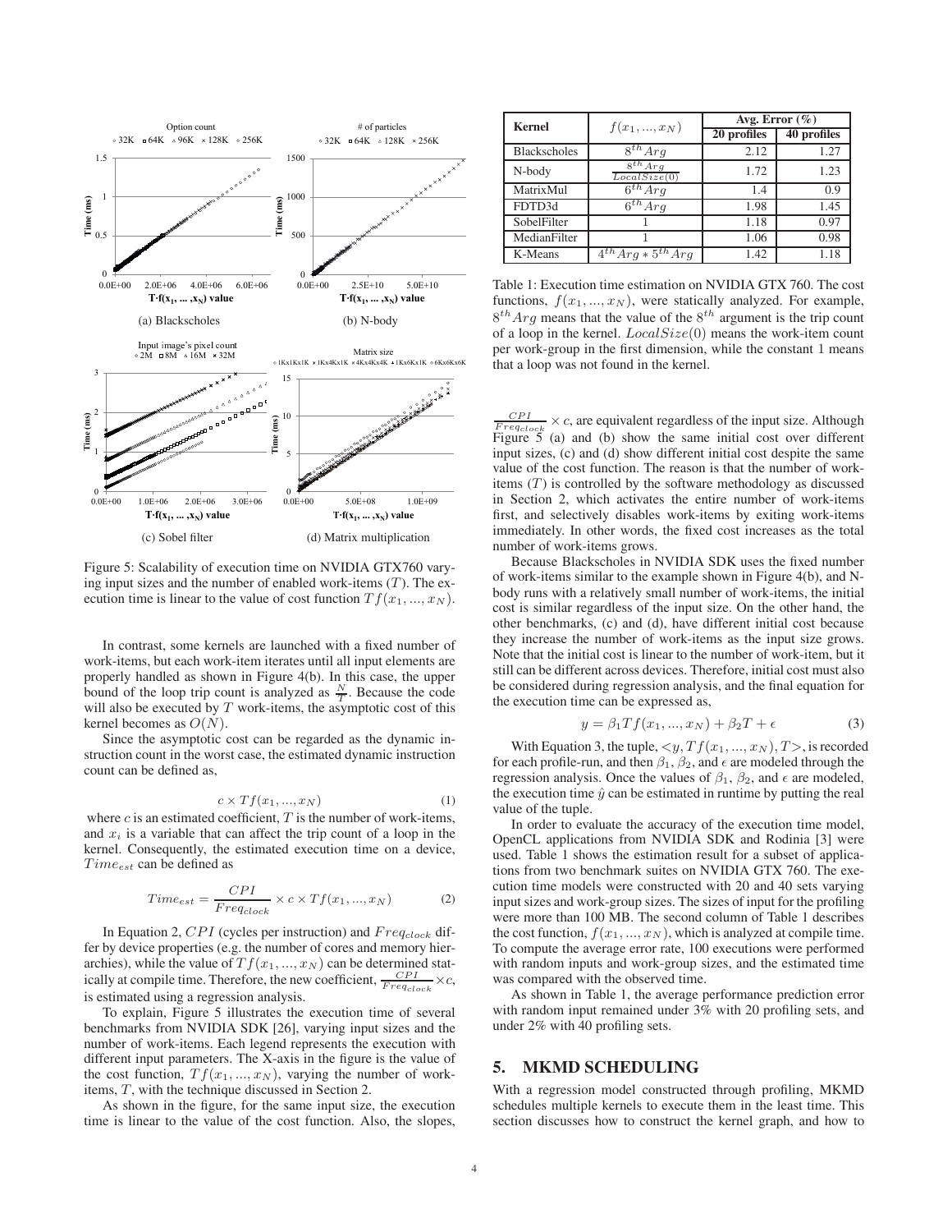Figure 5: Scalability of execution time on NVIDIA GTX760 varying input sizes and the number of enabled work-items ($T$). The execution time is linear to the value of cost function $Tf(x_1, ..., x_N)$.

In contrast, some kernels are launched with a fixed number of work-items, but each work-item iterates until all input elements are properly handled as shown in Figure 4(b). In this case, the upper bound of the loop trip count is analyzed as $\frac{N}{T}$. Because the code will also be executed by $T$ work-items, the asymptotic cost of this kernel becomes as $O(N)$.

Since the asymptotic cost can be regarded as the dynamic instruction count in the worst case, the estimated dynamic instruction count can be defined as,

$$c \times Tf(x_1, ..., x_N) \tag{1}$$

where $c$ is an estimated coefficient, $T$ is the number of work-items, and $x_i$ is a variable that can affect the trip count of a loop in the kernel. Consequently, the estimated execution time on a device, $Time_{est}$ can be defined as

$$Time_{est} = \frac{CPI}{Freq_{clock}} \times c \times Tf(x_1, ..., x_N) \tag{2}$$

In Equation 2, $CPI$ (cycles per instruction) and $Freq_{clock}$ differ by device properties (e.g. the number of cores and memory hierarchies), while the value of $Tf(x_1, ..., x_N)$ can be determined statically at compile time. Therefore, the new coefficient, $\frac{CPI}{Freq_{clock}} \times c$, is estimated using a regression analysis.

To explain, Figure 5 illustrates the execution time of several benchmarks from NVIDIA SDK [26], varying input sizes and the number of work-items. Each legend represents the execution with different input parameters. The X-axis in the figure is the value of the cost function, $Tf(x_1, ..., x_N)$, varying the number of work-items, $T$, with the technique discussed in Section 2.

As shown in the figure, for the same input size, the execution time is linear to the value of the cost function. Also, the slopes, $\frac{CPI}{Freq_{clock}} \times c$, are equivalent regardless of the input size. Although Figure 5 (a) and (b) show the same initial cost over different input sizes, (c) and (d) show different initial cost despite the same value of the cost function. The reason is that the number of work-items ($T$) is controlled by the software methodology as discussed in Section 2, which activates the entire number of work-items first, and selectively disables work-items by exiting work-items immediately. In other words, the fixed cost increases as the total number of work-items grows.

| Kernel | $f(x_1, ..., x_N)$ | Avg. Error (%) | |
|---|---|---|---|
| | | 20 profiles | 40 profiles |
| Blackscholes | $8^{th} Arg$ | 2.12 | 1.27 |
| N-body | $\frac{8^{th} Arg}{LocalSize(0)}$ | 1.72 | 1.23 |
| MatrixMul | $6^{th} Arg$ | 1.4 | 0.9 |
| FDTD3d | $6^{th} Arg$ | 1.98 | 1.45 |
| SobelFilter | 1 | 1.18 | 0.97 |
| MedianFilter | 1 | 1.06 | 0.98 |
| K-Means | $4^{th} Arg * 5^{th} Arg$ | 1.42 | 1.18 |

Table 1: Execution time estimation on NVIDIA GTX 760. The cost functions, $f(x_1, ..., x_N)$, were statically analyzed. For example, $8^{th} Arg$ means that the value of the $8^{th}$ argument is the trip count of a loop in the kernel. $LocalSize(0)$ means the work-item count per work-group in the first dimension, while the constant 1 means that a loop was not found in the kernel.

Because Blackscholes in NVIDIA SDK uses the fixed number of work-items similar to the example shown in Figure 4(b), and N-body runs with a relatively small number of work-items, the initial cost is similar regardless of the input size. On the other hand, the other benchmarks, (c) and (d), have different initial cost because they increase the number of work-items as the input size grows. Note that the initial cost is linear to the number of work-item, but it still can be different across devices. Therefore, initial cost must also be considered during regression analysis, and the final equation for the execution time can be expressed as,

$$y = \beta_1 Tf(x_1, ..., x_N) + \beta_2 T + \epsilon \tag{3}$$

With Equation 3, the tuple, $<y, Tf(x_1, ..., x_N), T>$, is recorded for each profile-run, and then $\beta_1$, $\beta_2$, and $\epsilon$ are modeled through the regression analysis. Once the values of $\beta_1$, $\beta_2$, and $\epsilon$ are modeled, the execution time $\hat{y}$ can be estimated in runtime by putting the real value of the tuple.

In order to evaluate the accuracy of the execution time model, OpenCL applications from NVIDIA SDK and Rodinia [3] were used. Table 1 shows the estimation result for a subset of applications from two benchmark suites on NVIDIA GTX 760. The execution time models were constructed with 20 and 40 sets varying input sizes and work-group sizes. The sizes of input for the profiling were more than 100 MB. The second column of Table 1 describes the cost function, $f(x_1, ..., x_N)$, which is analyzed at compile time. To compute the average error rate, 100 executions were performed with random inputs and work-group sizes, and the estimated time was compared with the observed time.

As shown in Table 1, the average performance prediction error with random input remained under 3% with 20 profiling sets, and under 2% with 40 profiling sets.

## 5. MKMD SCHEDULING

With a regression model constructed through profiling, MKMD schedules multiple kernels to execute them in the least time. This section discusses how to construct the kernel graph, and how to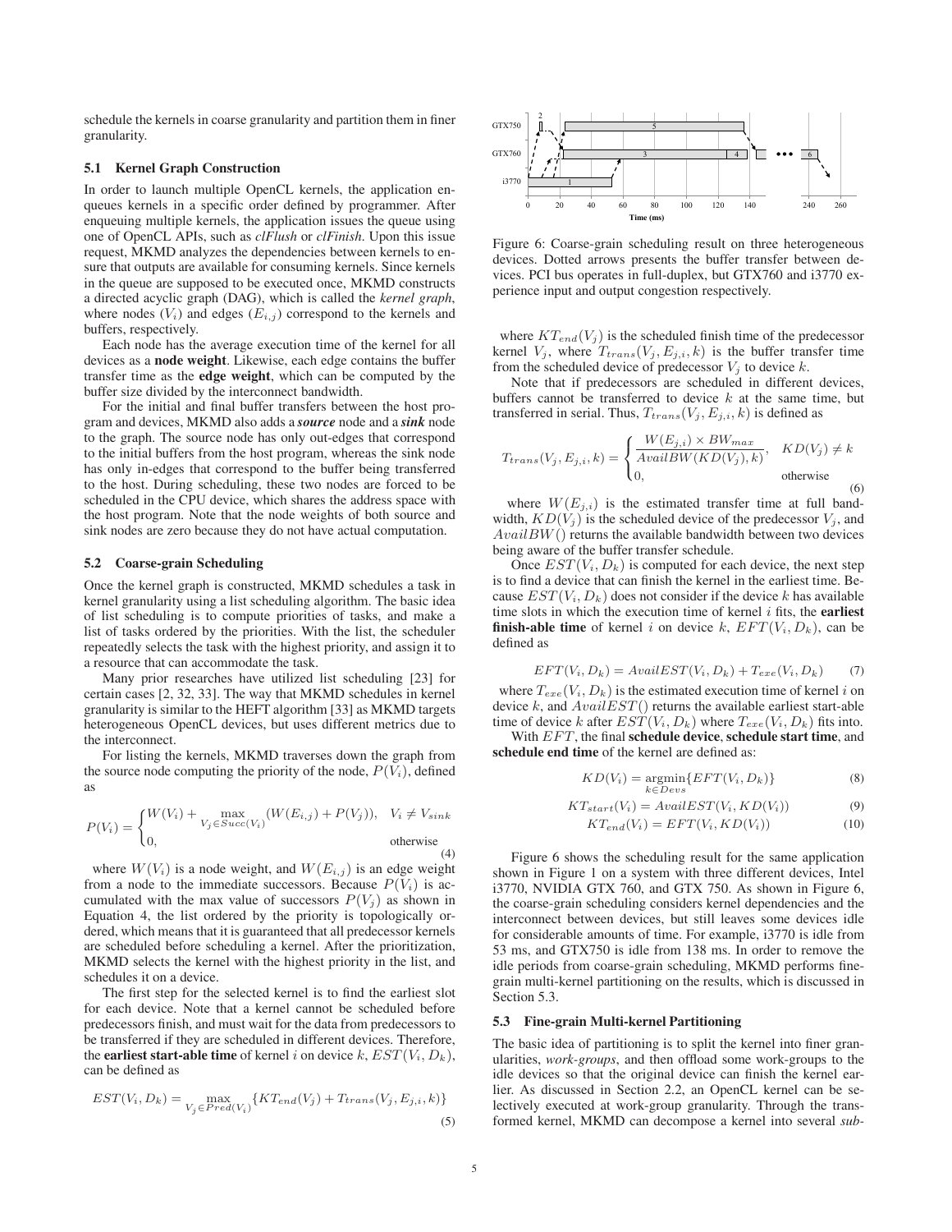schedule the kernels in coarse granularity and partition them in finer granularity.

### 5.1 Kernel Graph Construction

In order to launch multiple OpenCL kernels, the application enqueues kernels in a specific order defined by programmer. After enqueuing multiple kernels, the application issues the queue using one of OpenCL APIs, such as *clFlush* or *clFinish*. Upon this issue request, MKMD analyzes the dependencies between kernels to ensure that outputs are available for consuming kernels. Since kernels in the queue are supposed to be executed once, MKMD constructs a directed acyclic graph (DAG), which is called the *kernel graph*, where nodes ($V_i$) and edges ($E_{i,j}$) correspond to the kernels and buffers, respectively.

Each node has the average execution time of the kernel for all devices as a **node weight**. Likewise, each edge contains the buffer transfer time as the **edge weight**, which can be computed by the buffer size divided by the interconnect bandwidth.

For the initial and final buffer transfers between the host program and devices, MKMD also adds a ***source*** node and a ***sink*** node to the graph. The source node has only out-edges that correspond to the initial buffers from the host program, whereas the sink node has only in-edges that correspond to the buffer being transferred to the host. During scheduling, these two nodes are forced to be scheduled in the CPU device, which shares the address space with the host program. Note that the node weights of both source and sink nodes are zero because they do not have actual computation.

### 5.2 Coarse-grain Scheduling

Once the kernel graph is constructed, MKMD schedules a task in kernel granularity using a list scheduling algorithm. The basic idea of list scheduling is to compute priorities of tasks, and make a list of tasks ordered by the priorities. With the list, the scheduler repeatedly selects the task with the highest priority, and assign it to a resource that can accommodate the task.

Many prior researches have utilized list scheduling [23] for certain cases [2, 32, 33]. The way that MKMD schedules in kernel granularity is similar to the HEFT algorithm [33] as MKMD targets heterogeneous OpenCL devices, but uses different metrics due to the interconnect.

For listing the kernels, MKMD traverses down the graph from the source node computing the priority of the node, $P(V_i)$, defined as

$$P(V_i) = \begin{cases} W(V_i) + \max\limits_{V_j \in Succ(V_i)} (W(E_{i,j}) + P(V_j)), & V_i \neq V_{sink} \\ 0, & \text{otherwise} \end{cases} \tag{4}$$

where $W(V_i)$ is a node weight, and $W(E_{i,j})$ is an edge weight from a node to the immediate successors. Because $P(V_i)$ is accumulated with the max value of successors $P(V_j)$ as shown in Equation 4, the list ordered by the priority is topologically ordered, which means that it is guaranteed that all predecessor kernels are scheduled before scheduling a kernel. After the prioritization, MKMD selects the kernel with the highest priority in the list, and schedules it on a device.

The first step for the selected kernel is to find the earliest slot for each device. Note that a kernel cannot be scheduled before predecessors finish, and must wait for the data from predecessors to be transferred if they are scheduled in different devices. Therefore, the **earliest start-able time** of kernel $i$ on device $k$, $EST(V_i, D_k)$, can be defined as

$$EST(V_i, D_k) = \max_{V_j \in Pred(V_i)} \{KT_{end}(V_j) + T_{trans}(V_j, E_{j,i}, k)\} \tag{5}$$

Figure 6: Coarse-grain scheduling result on three heterogeneous devices. Dotted arrows presents the buffer transfer between devices. PCI bus operates in full-duplex, but GTX760 and i3770 experience input and output congestion respectively.

where $KT_{end}(V_j)$ is the scheduled finish time of the predecessor kernel $V_j$, where $T_{trans}(V_j, E_{j,i}, k)$ is the buffer transfer time from the scheduled device of predecessor $V_j$ to device $k$.

Note that if predecessors are scheduled in different devices, buffers cannot be transferred to device $k$ at the same time, but transferred in serial. Thus, $T_{trans}(V_j, E_{j,i}, k)$ is defined as

$$T_{trans}(V_j, E_{j,i}, k) = \begin{cases} \dfrac{W(E_{j,i}) \times BW_{max}}{AvailBW(KD(V_j), k)}, & KD(V_j) \neq k \\ 0, & \text{otherwise} \end{cases} \tag{6}$$

where $W(E_{j,i})$ is the estimated transfer time at full bandwidth, $KD(V_j)$ is the scheduled device of the predecessor $V_j$, and $AvailBW()$ returns the available bandwidth between two devices being aware of the buffer transfer schedule.

Once $EST(V_i, D_k)$ is computed for each device, the next step is to find a device that can finish the kernel in the earliest time. Because $EST(V_i, D_k)$ does not consider if the device $k$ has available time slots in which the execution time of kernel $i$ fits, the **earliest finish-able time** of kernel $i$ on device $k$, $EFT(V_i, D_k)$, can be defined as

$$EFT(V_i, D_k) = AvailEST(V_i, D_k) + T_{exe}(V_i, D_k) \tag{7}$$

where $T_{exe}(V_i, D_k)$ is the estimated execution time of kernel $i$ on device $k$, and $AvailEST()$ returns the available earliest start-able time of device $k$ after $EST(V_i, D_k)$ where $T_{exe}(V_i, D_k)$ fits into.

With $EFT$, the final **schedule device**, **schedule start time**, and **schedule end time** of the kernel are defined as:

$$KD(V_i) = \operatorname*{argmin}_{k \in Devs} \{EFT(V_i, D_k)\} \tag{8}$$

$$KT_{start}(V_i) = AvailEST(V_i, KD(V_i)) \tag{9}$$

$$KT_{end}(V_i) = EFT(V_i, KD(V_i)) \tag{10}$$

Figure 6 shows the scheduling result for the same application shown in Figure 1 on a system with three different devices, Intel i3770, NVIDIA GTX 760, and GTX 750. As shown in Figure 6, the coarse-grain scheduling considers kernel dependencies and the interconnect between devices, but still leaves some devices idle for considerable amounts of time. For example, i3770 is idle from 53 ms, and GTX750 is idle from 138 ms. In order to remove the idle periods from coarse-grain scheduling, MKMD performs fine-grain multi-kernel partitioning on the results, which is discussed in Section 5.3.

### 5.3 Fine-grain Multi-kernel Partitioning

The basic idea of partitioning is to split the kernel into finer granularities, *work-groups*, and then offload some work-groups to the idle devices so that the original device can finish the kernel earlier. As discussed in Section 2.2, an OpenCL kernel can be selectively executed at work-group granularity. Through the transformed kernel, MKMD can decompose a kernel into several *sub-*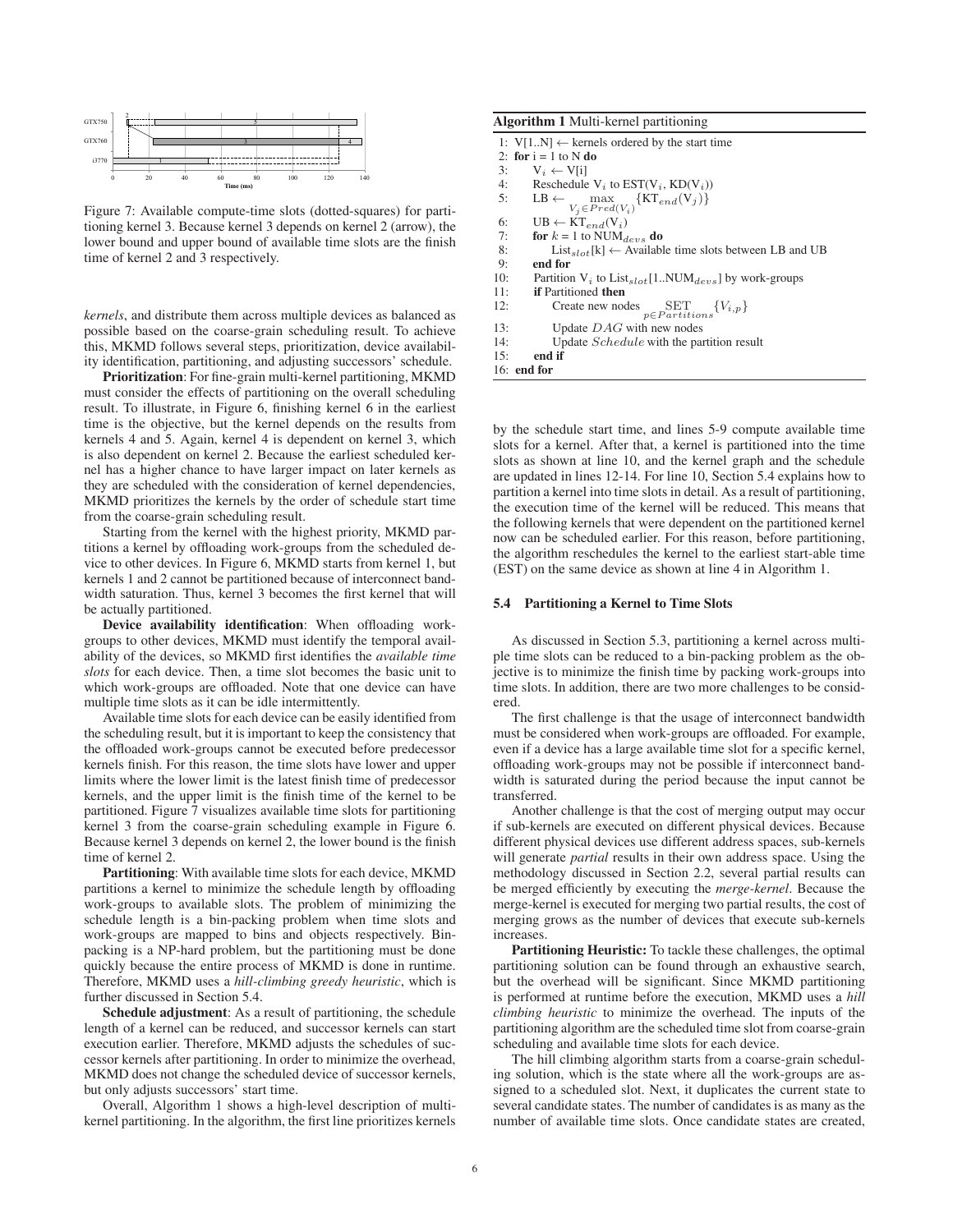Figure 7: Available compute-time slots (dotted-squares) for partitioning kernel 3. Because kernel 3 depends on kernel 2 (arrow), the lower bound and upper bound of available time slots are the finish time of kernel 2 and 3 respectively.

*kernels*, and distribute them across multiple devices as balanced as possible based on the coarse-grain scheduling result. To achieve this, MKMD follows several steps, prioritization, device availability identification, partitioning, and adjusting successors' schedule.

**Prioritization**: For fine-grain multi-kernel partitioning, MKMD must consider the effects of partitioning on the overall scheduling result. To illustrate, in Figure 6, finishing kernel 6 in the earliest time is the objective, but the kernel depends on the results from kernels 4 and 5. Again, kernel 4 is dependent on kernel 3, which is also dependent on kernel 2. Because the earliest scheduled kernel has a higher chance to have larger impact on later kernels as they are scheduled with the consideration of kernel dependencies, MKMD prioritizes the kernels by the order of schedule start time from the coarse-grain scheduling result.

Starting from the kernel with the highest priority, MKMD partitions a kernel by offloading work-groups from the scheduled device to other devices. In Figure 6, MKMD starts from kernel 1, but kernels 1 and 2 cannot be partitioned because of interconnect bandwidth saturation. Thus, kernel 3 becomes the first kernel that will be actually partitioned.

**Device availability identification**: When offloading work-groups to other devices, MKMD must identify the temporal availability of the devices, so MKMD first identifies the *available time slots* for each device. Then, a time slot becomes the basic unit to which work-groups are offloaded. Note that one device can have multiple time slots as it can be idle intermittently.

Available time slots for each device can be easily identified from the scheduling result, but it is important to keep the consistency that the offloaded work-groups cannot be executed before predecessor kernels finish. For this reason, the time slots have lower and upper limits where the lower limit is the latest finish time of predecessor kernels, and the upper limit is the finish time of the kernel to be partitioned. Figure 7 visualizes available time slots for partitioning kernel 3 from the coarse-grain scheduling example in Figure 6. Because kernel 3 depends on kernel 2, the lower bound is the finish time of kernel 2.

**Partitioning**: With available time slots for each device, MKMD partitions a kernel to minimize the schedule length by offloading work-groups to available slots. The problem of minimizing the schedule length is a bin-packing problem when time slots and work-groups are mapped to bins and objects respectively. Bin-packing is a NP-hard problem, but the partitioning must be done quickly because the entire process of MKMD is done in runtime. Therefore, MKMD uses a *hill-climbing greedy heuristic*, which is further discussed in Section 5.4.

**Schedule adjustment**: As a result of partitioning, the schedule length of a kernel can be reduced, and successor kernels can start execution earlier. Therefore, MKMD adjusts the schedules of successor kernels after partitioning. In order to minimize the overhead, MKMD does not change the scheduled device of successor kernels, but only adjusts successors' start time.

Overall, Algorithm 1 shows a high-level description of multi-kernel partitioning. In the algorithm, the first line prioritizes kernels by the schedule start time, and lines 5-9 compute available time slots for a kernel. After that, a kernel is partitioned into the time slots as shown at line 10, and the kernel graph and the schedule are updated in lines 12-14. For line 10, Section 5.4 explains how to partition a kernel into time slots in detail. As a result of partitioning, the execution time of the kernel will be reduced. This means that the following kernels that were dependent on the partitioned kernel now can be scheduled earlier. For this reason, before partitioning, the algorithm reschedules the kernel to the earliest start-able time (EST) on the same device as shown at line 4 in Algorithm 1.

**Algorithm 1** Multi-kernel partitioning

```
1:  V[1..N] ← kernels ordered by the start time
2:  for i = 1 to N do
3:      V_i ← V[i]
4:      Reschedule V_i to EST(V_i, KD(V_i))
5:      LB ← max_{V_j ∈ Pred(V_i)} {KT_end(V_j)}
6:      UB ← KT_end(V_i)
7:      for k = 1 to NUM_devs do
8:          List_slot[k] ← Available time slots between LB and UB
9:      end for
10:     Partition V_i to List_slot[1..NUM_devs] by work-groups
11:     if Partitioned then
12:         Create new nodes SET_{p ∈ Partitions} {V_{i,p}}
13:         Update DAG with new nodes
14:         Update Schedule with the partition result
15:     end if
16: end for
```

### 5.4 Partitioning a Kernel to Time Slots

As discussed in Section 5.3, partitioning a kernel across multiple time slots can be reduced to a bin-packing problem as the objective is to minimize the finish time by packing work-groups into time slots. In addition, there are two more challenges to be considered.

The first challenge is that the usage of interconnect bandwidth must be considered when work-groups are offloaded. For example, even if a device has a large available time slot for a specific kernel, offloading work-groups may not be possible if interconnect bandwidth is saturated during the period because the input cannot be transferred.

Another challenge is that the cost of merging output may occur if sub-kernels are executed on different physical devices. Because different physical devices use different address spaces, sub-kernels will generate *partial* results in their own address space. Using the methodology discussed in Section 2.2, several partial results can be merged efficiently by executing the *merge-kernel*. Because the merge-kernel is executed for merging two partial results, the cost of merging grows as the number of devices that execute sub-kernels increases.

**Partitioning Heuristic:** To tackle these challenges, the optimal partitioning solution can be found through an exhaustive search, but the overhead will be significant. Since MKMD partitioning is performed at runtime before the execution, MKMD uses a *hill climbing heuristic* to minimize the overhead. The inputs of the partitioning algorithm are the scheduled time slot from coarse-grain scheduling and available time slots for each device.

The hill climbing algorithm starts from a coarse-grain scheduling solution, which is the state where all the work-groups are assigned to a scheduled slot. Next, it duplicates the current state to several candidate states. The number of candidates is as many as the number of available time slots. Once candidate states are created,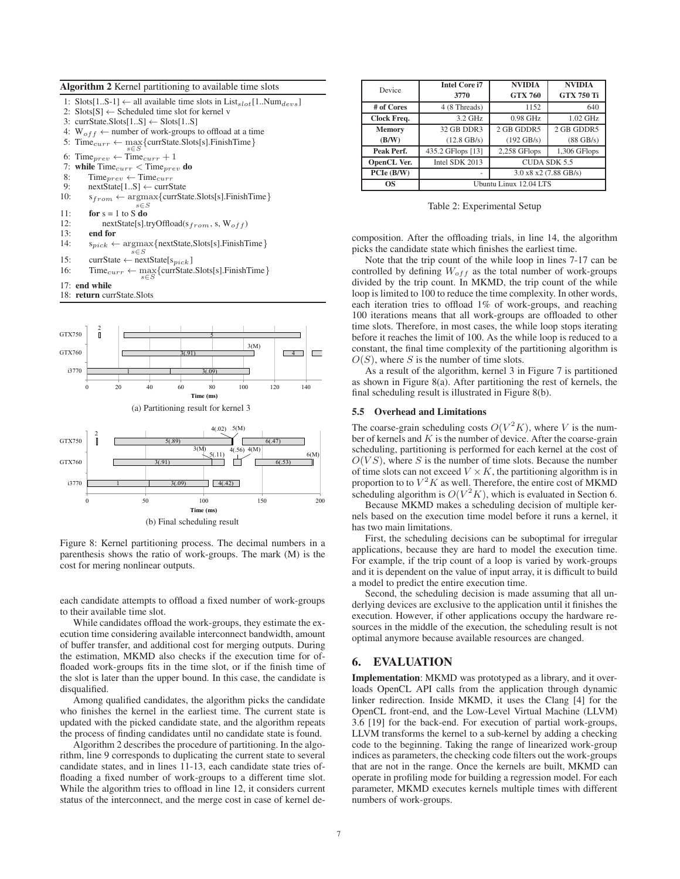**Algorithm 2** Kernel partitioning to available time slots

```
1: Slots[1..S-1] ← all available time slots in List_slot[1..Num_devs]
2: Slots[S] ← Scheduled time slot for kernel v
3: currState.Slots[1..S] ← Slots[1..S]
4: W_off ← number of work-groups to offload at a time
5: Time_curr ← max_{s∈S} {currState.Slots[s].FinishTime}
6: Time_prev ← Time_curr + 1
7: while Time_curr < Time_prev do
8:     Time_prev ← Time_curr
9:     nextState[1..S] ← currState
10:    s_from ← argmax_{s∈S} {currState.Slots[s].FinishTime}
11:    for s = 1 to S do
12:        nextState[s].tryOffload(s_from, s, W_off)
13:    end for
14:    s_pick ← argmax_{s∈S} {nextState,Slots[s].FinishTime}
15:    currState ← nextState[s_pick]
16:    Time_curr ← max_{s∈S} {currState.Slots[s].FinishTime}
17: end while
18: return currState.Slots
```

(a) Partitioning result for kernel 3

(b) Final scheduling result

Figure 8: Kernel partitioning process. The decimal numbers in a parenthesis shows the ratio of work-groups. The mark (M) is the cost for mering nonlinear outputs.

each candidate attempts to offload a fixed number of work-groups to their available time slot.

While candidates offload the work-groups, they estimate the execution time considering available interconnect bandwidth, amount of buffer transfer, and additional cost for merging outputs. During the estimation, MKMD also checks if the execution time for offloaded work-groups fits in the time slot, or if the finish time of the slot is later than the upper bound. In this case, the candidate is disqualified.

Among qualified candidates, the algorithm picks the candidate who finishes the kernel in the earliest time. The current state is updated with the picked candidate state, and the algorithm repeats the process of finding candidates until no candidate state is found.

Algorithm 2 describes the procedure of partitioning. In the algorithm, line 9 corresponds to duplicating the current state to several candidate states, and in lines 11-13, each candidate state tries offloading a fixed number of work-groups to a different time slot. While the algorithm tries to offload in line 12, it considers current status of the interconnect, and the merge cost in case of kernel decomposition. After the offloading trials, in line 14, the algorithm picks the candidate state which finishes the earliest time.

| Device | Intel Core i7 3770 | NVIDIA GTX 760 | NVIDIA GTX 750 Ti |
|---|---|---|---|
| # of Cores | 4 (8 Threads) | 1152 | 640 |
| Clock Freq. | 3.2 GHz | 0.98 GHz | 1.02 GHz |
| Memory (B/W) | 32 GB DDR3 (12.8 GB/s) | 2 GB GDDR5 (192 GB/s) | 2 GB GDDR5 (88 GB/s) |
| Peak Perf. | 435.2 GFlops [13] | 2,258 GFlops | 1,306 GFlops |
| OpenCL Ver. | Intel SDK 2013 | CUDA SDK 5.5 | |
| PCIe (B/W) | - | 3.0 x8 x2 (7.88 GB/s) | |
| OS | Ubuntu Linux 12.04 LTS | | |

Table 2: Experimental Setup

Note that the trip count of the while loop in lines 7-17 can be controlled by defining $W_{off}$ as the total number of work-groups divided by the trip count. In MKMD, the trip count of the while loop is limited to 100 to reduce the time complexity. In other words, each iteration tries to offload 1% of work-groups, and reaching 100 iterations means that all work-groups are offloaded to other time slots. Therefore, in most cases, the while loop stops iterating before it reaches the limit of 100. As the while loop is reduced to a constant, the final time complexity of the partitioning algorithm is $O(S)$, where $S$ is the number of time slots.

As a result of the algorithm, kernel 3 in Figure 7 is partitioned as shown in Figure 8(a). After partitioning the rest of kernels, the final scheduling result is illustrated in Figure 8(b).

### 5.5 Overhead and Limitations

The coarse-grain scheduling costs $O(V^2K)$, where $V$ is the number of kernels and $K$ is the number of device. After the coarse-grain scheduling, partitioning is performed for each kernel at the cost of $O(VS)$, where $S$ is the number of time slots. Because the number of time slots can not exceed $V \times K$, the partitioning algorithm is in proportion to to $V^2K$ as well. Therefore, the entire cost of MKMD scheduling algorithm is $O(V^2K)$, which is evaluated in Section 6.

Because MKMD makes a scheduling decision of multiple kernels based on the execution time model before it runs a kernel, it has two main limitations.

First, the scheduling decisions can be suboptimal for irregular applications, because they are hard to model the execution time. For example, if the trip count of a loop is varied by work-groups and it is dependent on the value of input array, it is difficult to build a model to predict the entire execution time.

Second, the scheduling decision is made assuming that all underlying devices are exclusive to the application until it finishes the execution. However, if other applications occupy the hardware resources in the middle of the execution, the scheduling result is not optimal anymore because available resources are changed.

## 6. EVALUATION

**Implementation**: MKMD was prototyped as a library, and it overloads OpenCL API calls from the application through dynamic linker redirection. Inside MKMD, it uses the Clang [4] for the OpenCL front-end, and the Low-Level Virtual Machine (LLVM) 3.6 [19] for the back-end. For execution of partial work-groups, LLVM transforms the kernel to a sub-kernel by adding a checking code to the beginning. Taking the range of linearized work-group indices as parameters, the checking code filters out the work-groups that are not in the range. Once the kernels are built, MKMD can operate in profiling mode for building a regression model. For each parameter, MKMD executes kernels multiple times with different numbers of work-groups.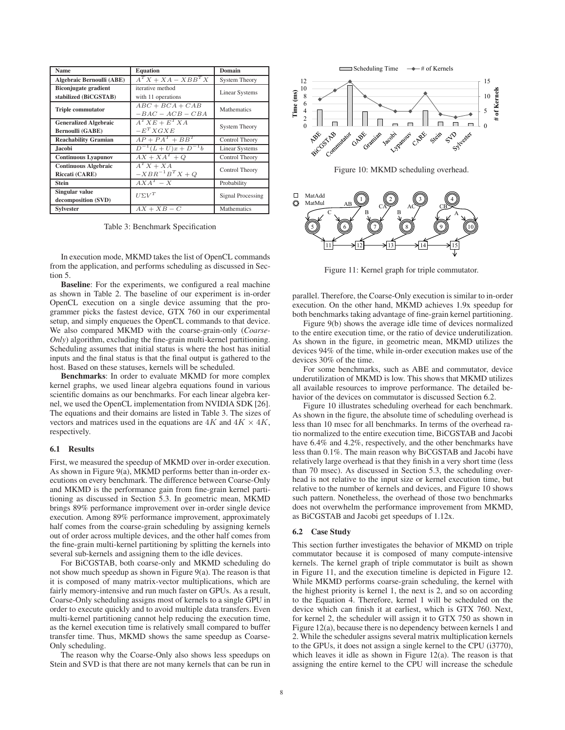| Name | Equation | Domain |
| --- | --- | --- |
| **Algebraic Bernoulli (ABE)** | $A^T X + XA - XBB^T X$ | System Theory |
| **Biconjugate gradient stabilized (BiCGSTAB)** | iterative method with 11 operations | Linear Systems |
| **Triple commutator** | $ABC + BCA + CAB$ $-BAC - ACB - CBA$ | Mathematics |
| **Generalized Algebraic Bernoulli (GABE)** | $A^T XE + E^T XA$ $-E^T XGXE$ | System Theory |
| **Reachability Gramian** | $AP + PA^T + BB^T$ | Control Theory |
| **Jacobi** | $D^{-1}(L+U)x + D^{-1}b$ | Linear Systems |
| **Continuous Lyapunov** | $AX + XA^T + Q$ | Control Theory |
| **Continuous Algebraic Riccati (CARE)** | $A^T X + XA$ $-XBR^{-1}B^T X + Q$ | Control Theory |
| **Stein** | $AXA^T - X$ | Probability |
| **Singular value decomposition (SVD)** | $U\Sigma V^T$ | Signal Processing |
| **Sylvester** | $AX + XB - C$ | Mathematics |

Table 3: Benchmark Specification

In execution mode, MKMD takes the list of OpenCL commands from the application, and performs scheduling as discussed in Section 5.

**Baseline**: For the experiments, we configured a real machine as shown in Table 2. The baseline of our experiment is in-order OpenCL execution on a single device assuming that the programmer picks the fastest device, GTX 760 in our experimental setup, and simply enqueues the OpenCL commands to that device. We also compared MKMD with the coarse-grain-only (*Coarse-Only*) algorithm, excluding the fine-grain multi-kernel partitioning. Scheduling assumes that initial status is where the host has initial inputs and the final status is that the final output is gathered to the host. Based on these statuses, kernels will be scheduled.

**Benchmarks**: In order to evaluate MKMD for more complex kernel graphs, we used linear algebra equations found in various scientific domains as our benchmarks. For each linear algebra kernel, we used the OpenCL implementation from NVIDIA SDK [26]. The equations and their domains are listed in Table 3. The sizes of vectors and matrices used in the equations are $4K$ and $4K \times 4K$, respectively.

### 6.1 Results

First, we measured the speedup of MKMD over in-order execution. As shown in Figure 9(a), MKMD performs better than in-order executions on every benchmark. The difference between Coarse-Only and MKMD is the performance gain from fine-grain kernel partitioning as discussed in Section 5.3. In geometric mean, MKMD brings 89% performance improvement over in-order single device execution. Among 89% performance improvement, approximately half comes from the coarse-grain scheduling by assigning kernels out of order across multiple devices, and the other half comes from the fine-grain multi-kernel partitioning by splitting the kernels into several sub-kernels and assigning them to the idle devices.

For BiCGSTAB, both coarse-only and MKMD scheduling do not show much speedup as shown in Figure 9(a). The reason is that it is composed of many matrix-vector multiplications, which are fairly memory-intensive and run much faster on GPUs. As a result, Coarse-Only scheduling assigns most of kernels to a single GPU in order to execute quickly and to avoid multiple data transfers. Even multi-kernel partitioning cannot help reducing the execution time, as the kernel execution time is relatively small compared to buffer transfer time. Thus, MKMD shows the same speedup as Coarse-Only scheduling.

The reason why the Coarse-Only also shows less speedups on Stein and SVD is that there are not many kernels that can be run in parallel. Therefore, the Coarse-Only execution is similar to in-order execution. On the other hand, MKMD achieves 1.9x speedup for both benchmarks taking advantage of fine-grain kernel partitioning.

Figure 9(b) shows the average idle time of devices normalized to the entire execution time, or the ratio of device underutilization. As shown in the figure, in geometric mean, MKMD utilizes the devices 94% of the time, while in-order execution makes use of the devices 30% of the time.

For some benchmarks, such as ABE and commutator, device underutilization of MKMD is low. This shows that MKMD utilizes all available resources to improve performance. The detailed behavior of the devices on commutator is discussed Section 6.2.

Figure 10: MKMD scheduling overhead.

Figure 11: Kernel graph for triple commutator.

Figure 10 illustrates scheduling overhead for each benchmark. As shown in the figure, the absolute time of scheduling overhead is less than 10 msec for all benchmarks. In terms of the overhead ratio normalized to the entire execution time, BiCGSTAB and Jacobi have 6.4% and 4.2%, respectively, and the other benchmarks have less than 0.1%. The main reason why BiCGSTAB and Jacobi have relatively large overhead is that they finish in a very short time (less than 70 msec). As discussed in Section 5.3, the scheduling overhead is not relative to the input size or kernel execution time, but relative to the number of kernels and devices, and Figure 10 shows such pattern. Nonetheless, the overhead of those two benchmarks does not overwhelm the performance improvement from MKMD, as BiCGSTAB and Jacobi get speedups of 1.12x.

### 6.2 Case Study

This section further investigates the behavior of MKMD on triple commutator because it is composed of many compute-intensive kernels. The kernel graph of triple commutator is built as shown in Figure 11, and the execution timeline is depicted in Figure 12. While MKMD performs coarse-grain scheduling, the kernel with the highest priority is kernel 1, the next is 2, and so on according to the Equation 4. Therefore, kernel 1 will be scheduled on the device which can finish it at earliest, which is GTX 760. Next, for kernel 2, the scheduler will assign it to GTX 750 as shown in Figure 12(a), because there is no dependency between kernels 1 and 2. While the scheduler assigns several matrix multiplication kernels to the GPUs, it does not assign a single kernel to the CPU (i3770), which leaves it idle as shown in Figure 12(a). The reason is that assigning the entire kernel to the CPU will increase the schedule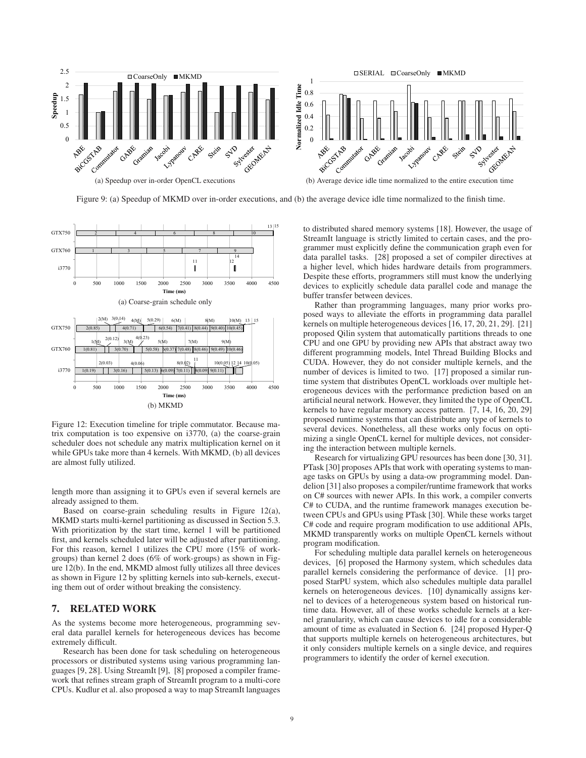Figure 9: (a) Speedup of MKMD over in-order executions, and (b) the average device idle time normalized to the finish time.

Figure 12: Execution timeline for triple commutator. Because matrix computation is too expensive on i3770, (a) the coarse-grain scheduler does not schedule any matrix multiplication kernel on it while GPUs take more than 4 kernels. With MKMD, (b) all devices are almost fully utilized.

length more than assigning it to GPUs even if several kernels are already assigned to them.

Based on coarse-grain scheduling results in Figure 12(a), MKMD starts multi-kernel partitioning as discussed in Section 5.3. With prioritization by the start time, kernel 1 will be partitioned first, and kernels scheduled later will be adjusted after partitioning. For this reason, kernel 1 utilizes the CPU more (15% of work-groups) than kernel 2 does (6% of work-groups) as shown in Figure 12(b). In the end, MKMD almost fully utilizes all three devices as shown in Figure 12 by splitting kernels into sub-kernels, executing them out of order without breaking the consistency.

## 7. RELATED WORK

As the systems become more heterogeneous, programming several data parallel kernels for heterogeneous devices has become extremely difficult.

Research has been done for task scheduling on heterogeneous processors or distributed systems using various programming languages [9, 28]. Using StreamIt [9], [8] proposed a compiler framework that refines stream graph of StreamIt program to a multi-core CPUs. Kudlur et al. also proposed a way to map StreamIt languages to distributed shared memory systems [18]. However, the usage of StreamIt language is strictly limited to certain cases, and the programmer must explicitly define the communication graph even for data parallel tasks. [28] proposed a set of compiler directives at a higher level, which hides hardware details from programmers. Despite these efforts, programmers still must know the underlying devices to explicitly schedule data parallel code and manage the buffer transfer between devices.

Rather than programming languages, many prior works proposed ways to alleviate the efforts in programming data parallel kernels on multiple heterogeneous devices [16, 17, 20, 21, 29]. [21] proposed Qilin system that automatically partitions threads to one CPU and one GPU by providing new APIs that abstract away two different programming models, Intel Thread Building Blocks and CUDA. However, they do not consider multiple kernels, and the number of devices is limited to two. [17] proposed a similar runtime system that distributes OpenCL workloads over multiple heterogeneous devices with the performance prediction based on an artificial neural network. However, they limited the type of OpenCL kernels to have regular memory access pattern. [7, 14, 16, 20, 29] proposed runtime systems that can distribute any type of kernels to several devices. Nonetheless, all these works only focus on optimizing a single OpenCL kernel for multiple devices, not considering the interaction between multiple kernels.

Research for virtualizing GPU resources has been done [30, 31]. PTask [30] proposes APIs that work with operating systems to manage tasks on GPUs by using a data-ow programming model. Dandelion [31] also proposes a compiler/runtime framework that works on C# sources with newer APIs. In this work, a compiler converts C# to CUDA, and the runtime framework manages execution between CPUs and GPUs using PTask [30]. While these works target C# code and require program modification to use additional APIs, MKMD transparently works on multiple OpenCL kernels without program modification.

For scheduling multiple data parallel kernels on heterogeneous devices, [6] proposed the Harmony system, which schedules data parallel kernels considering the performance of device. [1] proposed StarPU system, which also schedules multiple data parallel kernels on heterogeneous devices. [10] dynamically assigns kernel to devices of a heterogeneous system based on historical runtime data. However, all of these works schedule kernels at a kernel granularity, which can cause devices to idle for a considerable amount of time as evaluated in Section 6. [24] proposed Hyper-Q that supports multiple kernels on heterogeneous architectures, but it only considers multiple kernels on a single device, and requires programmers to identify the order of kernel execution.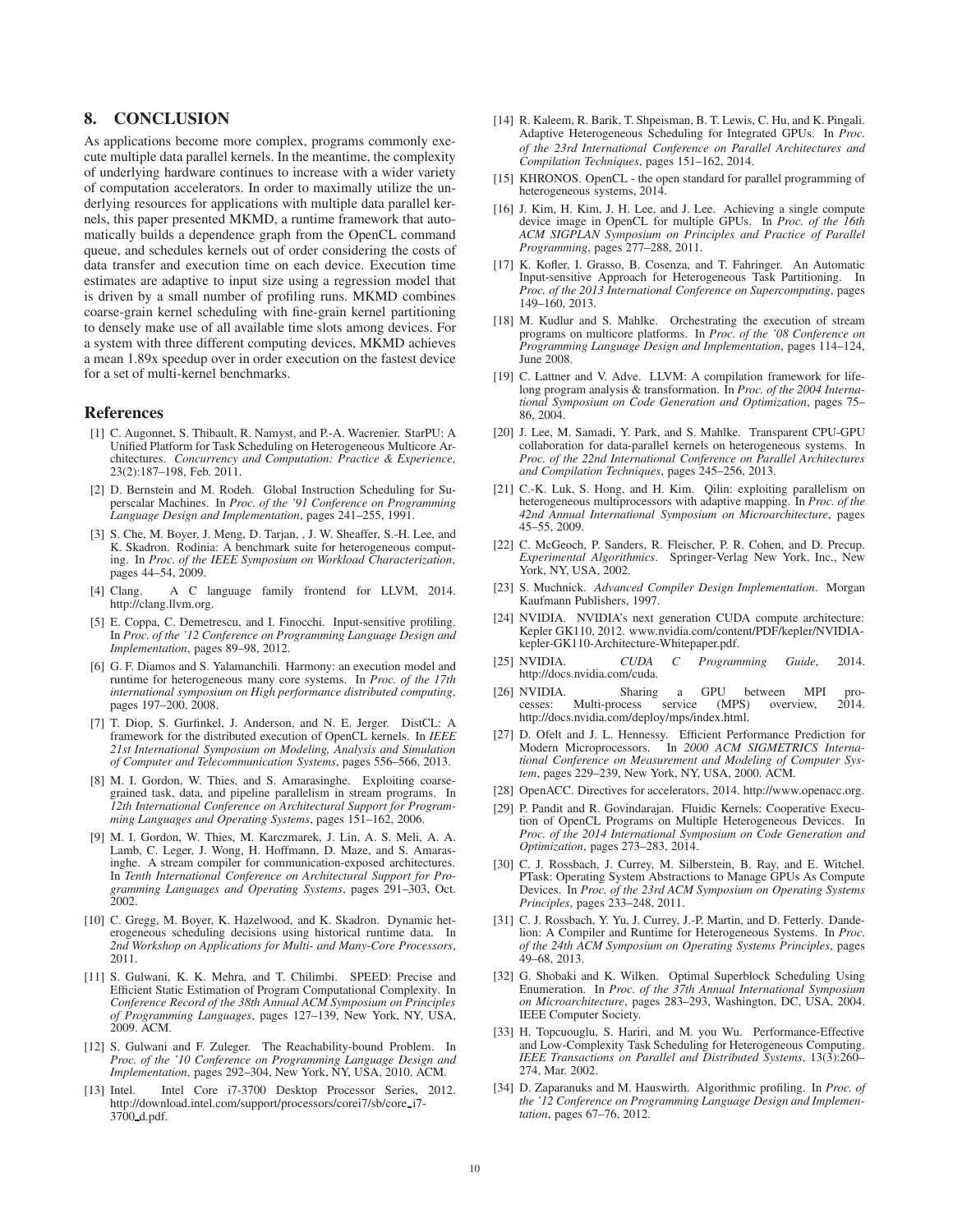## 8. CONCLUSION

As applications become more complex, programs commonly execute multiple data parallel kernels. In the meantime, the complexity of underlying hardware continues to increase with a wider variety of computation accelerators. In order to maximally utilize the underlying resources for applications with multiple data parallel kernels, this paper presented MKMD, a runtime framework that automatically builds a dependence graph from the OpenCL command queue, and schedules kernels out of order considering the costs of data transfer and execution time on each device. Execution time estimates are adaptive to input size using a regression model that is driven by a small number of profiling runs. MKMD combines coarse-grain kernel scheduling with fine-grain kernel partitioning to densely make use of all available time slots among devices. For a system with three different computing devices, MKMD achieves a mean 1.89x speedup over in order execution on the fastest device for a set of multi-kernel benchmarks.

## References

[1] C. Augonnet, S. Thibault, R. Namyst, and P.-A. Wacrenier. StarPU: A Unified Platform for Task Scheduling on Heterogeneous Multicore Architectures. *Concurrency and Computation: Practice & Experience*, 23(2):187–198, Feb. 2011.

[2] D. Bernstein and M. Rodeh. Global Instruction Scheduling for Superscalar Machines. In *Proc. of the '91 Conference on Programming Language Design and Implementation*, pages 241–255, 1991.

[3] S. Che, M. Boyer, J. Meng, D. Tarjan, , J. W. Sheaffer, S.-H. Lee, and K. Skadron. Rodinia: A benchmark suite for heterogeneous computing. In *Proc. of the IEEE Symposium on Workload Characterization*, pages 44–54, 2009.

[4] Clang. A C language family frontend for LLVM, 2014. http://clang.llvm.org.

[5] E. Coppa, C. Demetrescu, and I. Finocchi. Input-sensitive profiling. In *Proc. of the '12 Conference on Programming Language Design and Implementation*, pages 89–98, 2012.

[6] G. F. Diamos and S. Yalamanchili. Harmony: an execution model and runtime for heterogeneous many core systems. In *Proc. of the 17th international symposium on High performance distributed computing*, pages 197–200, 2008.

[7] T. Diop, S. Gurfinkel, J. Anderson, and N. E. Jerger. DistCL: A framework for the distributed execution of OpenCL kernels. In *IEEE 21st International Symposium on Modeling, Analysis and Simulation of Computer and Telecommunication Systems*, pages 556–566, 2013.

[8] M. I. Gordon, W. Thies, and S. Amarasinghe. Exploiting coarse-grained task, data, and pipeline parallelism in stream programs. In *12th International Conference on Architectural Support for Programming Languages and Operating Systems*, pages 151–162, 2006.

[9] M. I. Gordon, W. Thies, M. Karczmarek, J. Lin, A. S. Meli, A. A. Lamb, C. Leger, J. Wong, H. Hoffmann, D. Maze, and S. Amarasinghe. A stream compiler for communication-exposed architectures. In *Tenth International Conference on Architectural Support for Programming Languages and Operating Systems*, pages 291–303, Oct. 2002.

[10] C. Gregg, M. Boyer, K. Hazelwood, and K. Skadron. Dynamic heterogeneous scheduling decisions using historical runtime data. In *2nd Workshop on Applications for Multi- and Many-Core Processors*, 2011.

[11] S. Gulwani, K. K. Mehra, and T. Chilimbi. SPEED: Precise and Efficient Static Estimation of Program Computational Complexity. In *Conference Record of the 38th Annual ACM Symposium on Principles of Programming Languages*, pages 127–139, New York, NY, USA, 2009. ACM.

[12] S. Gulwani and F. Zuleger. The Reachability-bound Problem. In *Proc. of the '10 Conference on Programming Language Design and Implementation*, pages 292–304, New York, NY, USA, 2010. ACM.

[13] Intel. Intel Core i7-3700 Desktop Processor Series, 2012. http://download.intel.com/support/processors/corei7/sb/core_i7-3700_d.pdf.

[14] R. Kaleem, R. Barik, T. Shpeisman, B. T. Lewis, C. Hu, and K. Pingali. Adaptive Heterogeneous Scheduling for Integrated GPUs. In *Proc. of the 23rd International Conference on Parallel Architectures and Compilation Techniques*, pages 151–162, 2014.

[15] KHRONOS. OpenCL - the open standard for parallel programming of heterogeneous systems, 2014.

[16] J. Kim, H. Kim, J. H. Lee, and J. Lee. Achieving a single compute device image in OpenCL for multiple GPUs. In *Proc. of the 16th ACM SIGPLAN Symposium on Principles and Practice of Parallel Programming*, pages 277–288, 2011.

[17] K. Kofler, I. Grasso, B. Cosenza, and T. Fahringer. An Automatic Input-sensitive Approach for Heterogeneous Task Partitioning. In *Proc. of the 2013 International Conference on Supercomputing*, pages 149–160, 2013.

[18] M. Kudlur and S. Mahlke. Orchestrating the execution of stream programs on multicore platforms. In *Proc. of the '08 Conference on Programming Language Design and Implementation*, pages 114–124, June 2008.

[19] C. Lattner and V. Adve. LLVM: A compilation framework for lifelong program analysis & transformation. In *Proc. of the 2004 International Symposium on Code Generation and Optimization*, pages 75–86, 2004.

[20] J. Lee, M. Samadi, Y. Park, and S. Mahlke. Transparent CPU-GPU collaboration for data-parallel kernels on heterogeneous systems. In *Proc. of the 22nd International Conference on Parallel Architectures and Compilation Techniques*, pages 245–256, 2013.

[21] C.-K. Luk, S. Hong, and H. Kim. Qilin: exploiting parallelism on heterogeneous multiprocessors with adaptive mapping. In *Proc. of the 42nd Annual International Symposium on Microarchitecture*, pages 45–55, 2009.

[22] C. McGeoch, P. Sanders, R. Fleischer, P. R. Cohen, and D. Precup. *Experimental Algorithmics*. Springer-Verlag New York, Inc., New York, NY, USA, 2002.

[23] S. Muchnick. *Advanced Compiler Design Implementation*. Morgan Kaufmann Publishers, 1997.

[24] NVIDIA. NVIDIA's next generation CUDA compute architecture: Kepler GK110, 2012. www.nvidia.com/content/PDF/kepler/NVIDIA-kepler-GK110-Architecture-Whitepaper.pdf.

[25] NVIDIA. *CUDA C Programming Guide*, 2014. http://docs.nvidia.com/cuda.

[26] NVIDIA. Sharing a GPU between MPI processes: Multi-process service (MPS) overview, 2014. http://docs.nvidia.com/deploy/mps/index.html.

[27] D. Ofelt and J. L. Hennessy. Efficient Performance Prediction for Modern Microprocessors. In *2000 ACM SIGMETRICS International Conference on Measurement and Modeling of Computer Systems*, pages 229–239, New York, NY, USA, 2000. ACM.

[28] OpenACC. Directives for accelerators, 2014. http://www.openacc.org.

[29] P. Pandit and R. Govindarajan. Fluidic Kernels: Cooperative Execution of OpenCL Programs on Multiple Heterogeneous Devices. In *Proc. of the 2014 International Symposium on Code Generation and Optimization*, pages 273–283, 2014.

[30] C. J. Rossbach, J. Currey, M. Silberstein, B. Ray, and E. Witchel. PTask: Operating System Abstractions to Manage GPUs As Compute Devices. In *Proc. of the 23rd ACM Symposium on Operating Systems Principles*, pages 233–248, 2011.

[31] C. J. Rossbach, Y. Yu, J. Currey, J.-P. Martin, and D. Fetterly. Dandelion: A Compiler and Runtime for Heterogeneous Systems. In *Proc. of the 24th ACM Symposium on Operating Systems Principles*, pages 49–68, 2013.

[32] G. Shobaki and K. Wilken. Optimal Superblock Scheduling Using Enumeration. In *Proc. of the 37th Annual International Symposium on Microarchitecture*, pages 283–293, Washington, DC, USA, 2004. IEEE Computer Society.

[33] H. Topcuouglu, S. Hariri, and M. you Wu. Performance-Effective and Low-Complexity Task Scheduling for Heterogeneous Computing. *IEEE Transactions on Parallel and Distributed Systems*, 13(3):260–274, Mar. 2002.

[34] D. Zaparanuks and M. Hauswirth. Algorithmic profiling. In *Proc. of the '12 Conference on Programming Language Design and Implementation*, pages 67–76, 2012.